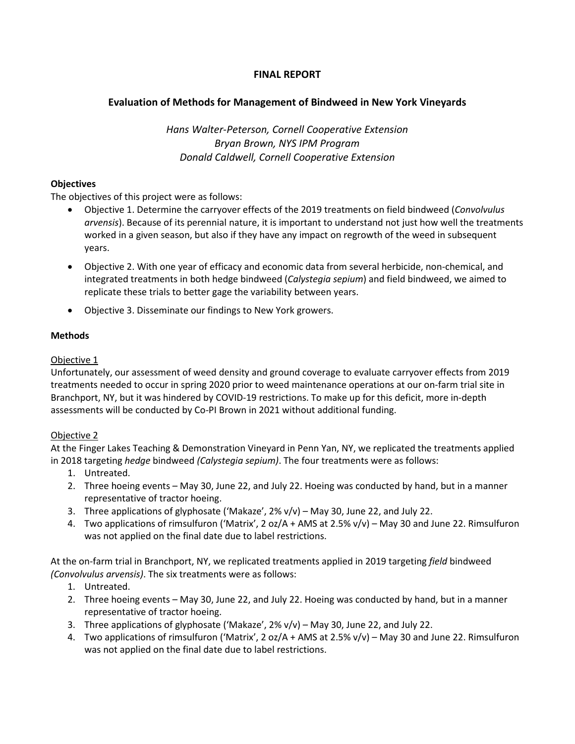# FINAL REPORT

## Evaluation of Methods for Management of Bindweed in New York Vineyards

*Hans Walter-Peterson, Cornell Cooperative Extension*
*Bryan Brown, NYS IPM Program*
*Donald Caldwell, Cornell Cooperative Extension*

### Objectives

The objectives of this project were as follows:

- Objective 1. Determine the carryover effects of the 2019 treatments on field bindweed (*Convolvulus arvensis*). Because of its perennial nature, it is important to understand not just how well the treatments worked in a given season, but also if they have any impact on regrowth of the weed in subsequent years.
- Objective 2. With one year of efficacy and economic data from several herbicide, non-chemical, and integrated treatments in both hedge bindweed (*Calystegia sepium*) and field bindweed, we aimed to replicate these trials to better gage the variability between years.
- Objective 3. Disseminate our findings to New York growers.

### Methods

Objective 1

Unfortunately, our assessment of weed density and ground coverage to evaluate carryover effects from 2019 treatments needed to occur in spring 2020 prior to weed maintenance operations at our on-farm trial site in Branchport, NY, but it was hindered by COVID-19 restrictions. To make up for this deficit, more in-depth assessments will be conducted by Co-PI Brown in 2021 without additional funding.

Objective 2

At the Finger Lakes Teaching & Demonstration Vineyard in Penn Yan, NY, we replicated the treatments applied in 2018 targeting *hedge* bindweed *(Calystegia sepium)*. The four treatments were as follows:

1. Untreated.
2. Three hoeing events – May 30, June 22, and July 22. Hoeing was conducted by hand, but in a manner representative of tractor hoeing.
3. Three applications of glyphosate ('Makaze', 2% v/v) – May 30, June 22, and July 22.
4. Two applications of rimsulfuron ('Matrix', 2 oz/A + AMS at 2.5% v/v) – May 30 and June 22. Rimsulfuron was not applied on the final date due to label restrictions.

At the on-farm trial in Branchport, NY, we replicated treatments applied in 2019 targeting *field* bindweed *(Convolvulus arvensis)*. The six treatments were as follows:

1. Untreated.
2. Three hoeing events – May 30, June 22, and July 22. Hoeing was conducted by hand, but in a manner representative of tractor hoeing.
3. Three applications of glyphosate ('Makaze', 2% v/v) – May 30, June 22, and July 22.
4. Two applications of rimsulfuron ('Matrix', 2 oz/A + AMS at 2.5% v/v) – May 30 and June 22. Rimsulfuron was not applied on the final date due to label restrictions.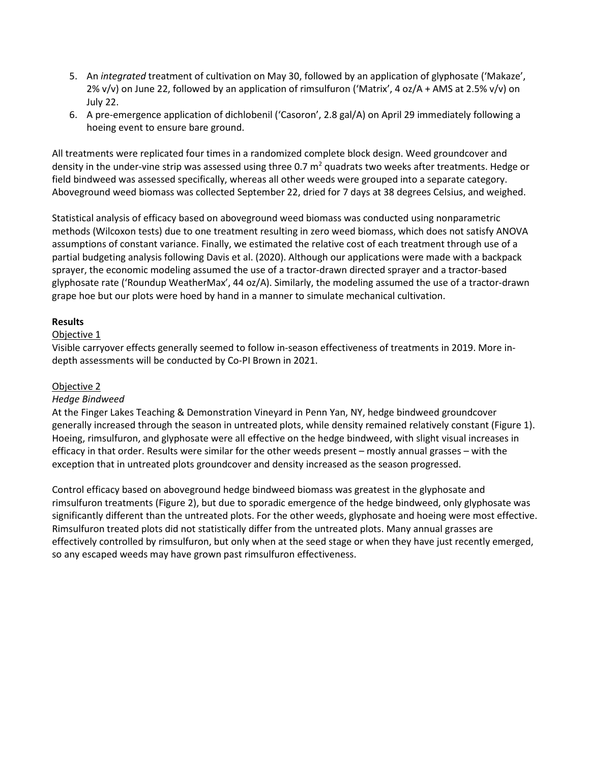5. An *integrated* treatment of cultivation on May 30, followed by an application of glyphosate ('Makaze', 2% v/v) on June 22, followed by an application of rimsulfuron ('Matrix', 4 oz/A + AMS at 2.5% v/v) on July 22.
6. A pre-emergence application of dichlobenil ('Casoron', 2.8 gal/A) on April 29 immediately following a hoeing event to ensure bare ground.

All treatments were replicated four times in a randomized complete block design. Weed groundcover and density in the under-vine strip was assessed using three 0.7 $m^2$ quadrats two weeks after treatments. Hedge or field bindweed was assessed specifically, whereas all other weeds were grouped into a separate category. Aboveground weed biomass was collected September 22, dried for 7 days at 38 degrees Celsius, and weighed.

Statistical analysis of efficacy based on aboveground weed biomass was conducted using nonparametric methods (Wilcoxon tests) due to one treatment resulting in zero weed biomass, which does not satisfy ANOVA assumptions of constant variance. Finally, we estimated the relative cost of each treatment through use of a partial budgeting analysis following Davis et al. (2020). Although our applications were made with a backpack sprayer, the economic modeling assumed the use of a tractor-drawn directed sprayer and a tractor-based glyphosate rate ('Roundup WeatherMax', 44 oz/A). Similarly, the modeling assumed the use of a tractor-drawn grape hoe but our plots were hoed by hand in a manner to simulate mechanical cultivation.

**Results**

Objective 1

Visible carryover effects generally seemed to follow in-season effectiveness of treatments in 2019. More in-depth assessments will be conducted by Co-PI Brown in 2021.

Objective 2

*Hedge Bindweed*

At the Finger Lakes Teaching & Demonstration Vineyard in Penn Yan, NY, hedge bindweed groundcover generally increased through the season in untreated plots, while density remained relatively constant (Figure 1). Hoeing, rimsulfuron, and glyphosate were all effective on the hedge bindweed, with slight visual increases in efficacy in that order. Results were similar for the other weeds present – mostly annual grasses – with the exception that in untreated plots groundcover and density increased as the season progressed.

Control efficacy based on aboveground hedge bindweed biomass was greatest in the glyphosate and rimsulfuron treatments (Figure 2), but due to sporadic emergence of the hedge bindweed, only glyphosate was significantly different than the untreated plots. For the other weeds, glyphosate and hoeing were most effective. Rimsulfuron treated plots did not statistically differ from the untreated plots. Many annual grasses are effectively controlled by rimsulfuron, but only when at the seed stage or when they have just recently emerged, so any escaped weeds may have grown past rimsulfuron effectiveness.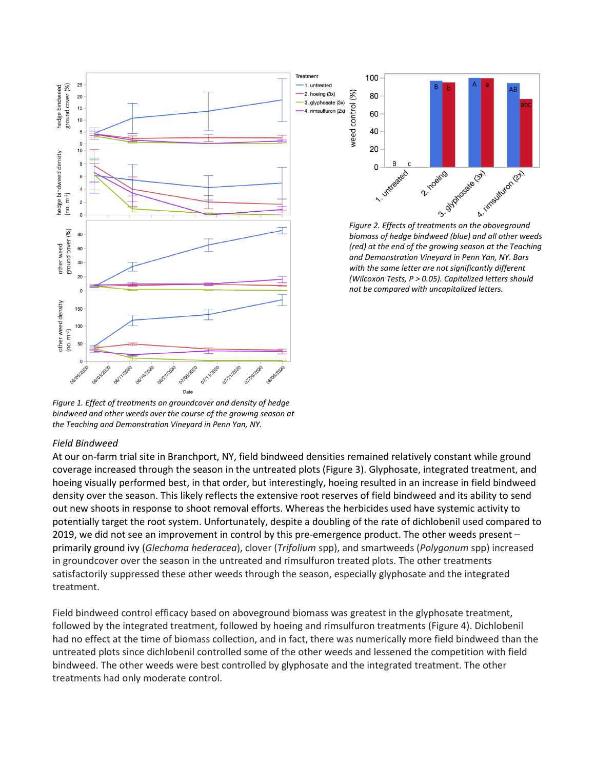*Figure 1. Effect of treatments on groundcover and density of hedge bindweed and other weeds over the course of the growing season at the Teaching and Demonstration Vineyard in Penn Yan, NY.*

*Figure 2. Effects of treatments on the aboveground biomass of hedge bindweed (blue) and all other weeds (red) at the end of the growing season at the Teaching and Demonstration Vineyard in Penn Yan, NY. Bars with the same letter are not significantly different (Wilcoxon Tests, P > 0.05). Capitalized letters should not be compared with uncapitalized letters.*

*Field Bindweed*

At our on-farm trial site in Branchport, NY, field bindweed densities remained relatively constant while ground coverage increased through the season in the untreated plots (Figure 3). Glyphosate, integrated treatment, and hoeing visually performed best, in that order, but interestingly, hoeing resulted in an increase in field bindweed density over the season. This likely reflects the extensive root reserves of field bindweed and its ability to send out new shoots in response to shoot removal efforts. Whereas the herbicides used have systemic activity to potentially target the root system. Unfortunately, despite a doubling of the rate of dichlobenil used compared to 2019, we did not see an improvement in control by this pre-emergence product. The other weeds present – primarily ground ivy (*Glechoma hederacea*), clover (*Trifolium* spp), and smartweeds (*Polygonum* spp) increased in groundcover over the season in the untreated and rimsulfuron treated plots. The other treatments satisfactorily suppressed these other weeds through the season, especially glyphosate and the integrated treatment.

Field bindweed control efficacy based on aboveground biomass was greatest in the glyphosate treatment, followed by the integrated treatment, followed by hoeing and rimsulfuron treatments (Figure 4). Dichlobenil had no effect at the time of biomass collection, and in fact, there was numerically more field bindweed than the untreated plots since dichlobenil controlled some of the other weeds and lessened the competition with field bindweed. The other weeds were best controlled by glyphosate and the integrated treatment. The other treatments had only moderate control.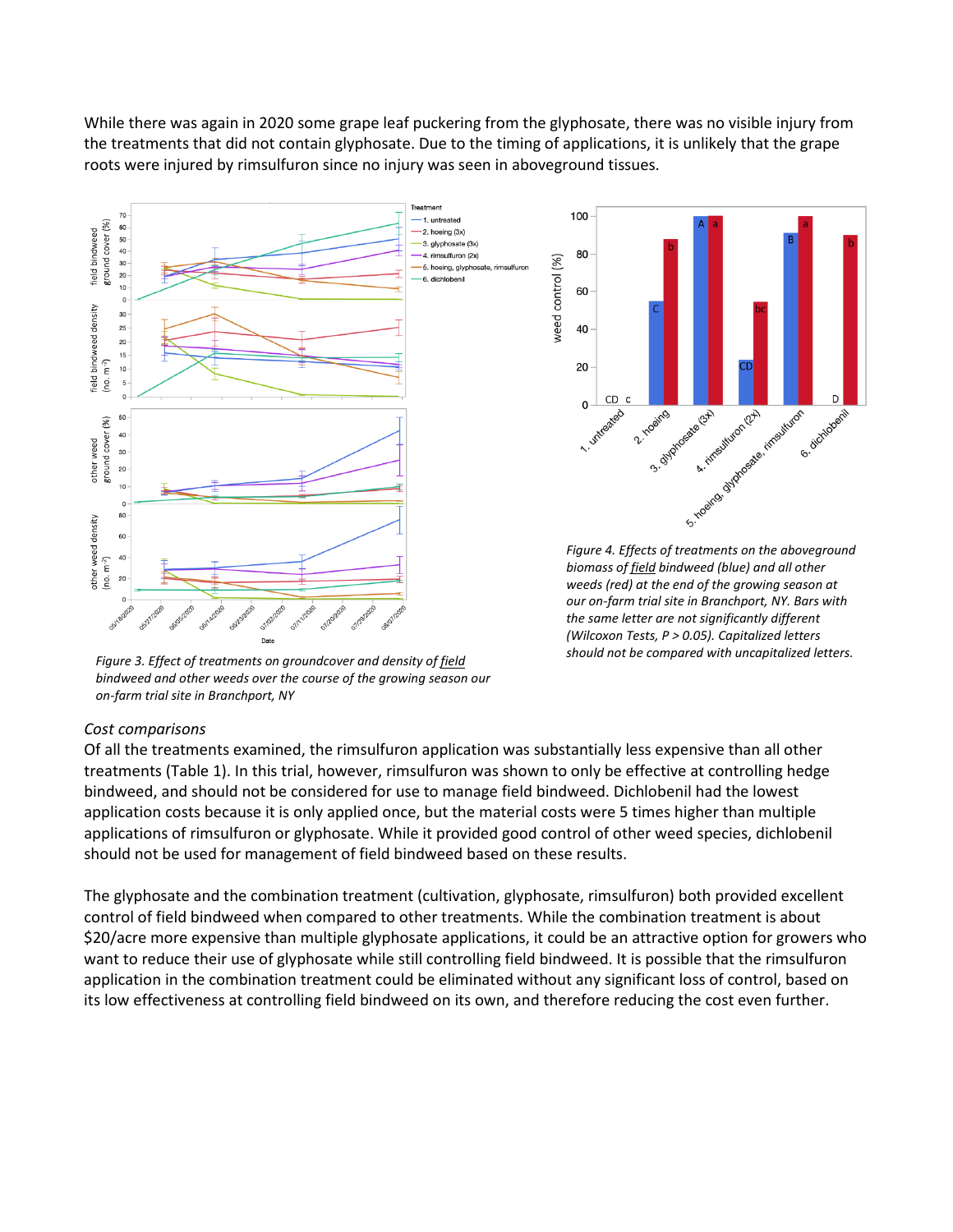While there was again in 2020 some grape leaf puckering from the glyphosate, there was no visible injury from the treatments that did not contain glyphosate. Due to the timing of applications, it is unlikely that the grape roots were injured by rimsulfuron since no injury was seen in aboveground tissues.

*Figure 3. Effect of treatments on groundcover and density of field bindweed and other weeds over the course of the growing season our on-farm trial site in Branchport, NY*

*Figure 4. Effects of treatments on the aboveground biomass of field bindweed (blue) and all other weeds (red) at the end of the growing season at our on-farm trial site in Branchport, NY. Bars with the same letter are not significantly different (Wilcoxon Tests, P > 0.05). Capitalized letters should not be compared with uncapitalized letters.*

*Cost comparisons*

Of all the treatments examined, the rimsulfuron application was substantially less expensive than all other treatments (Table 1). In this trial, however, rimsulfuron was shown to only be effective at controlling hedge bindweed, and should not be considered for use to manage field bindweed. Dichlobenil had the lowest application costs because it is only applied once, but the material costs were 5 times higher than multiple applications of rimsulfuron or glyphosate. While it provided good control of other weed species, dichlobenil should not be used for management of field bindweed based on these results.

The glyphosate and the combination treatment (cultivation, glyphosate, rimsulfuron) both provided excellent control of field bindweed when compared to other treatments. While the combination treatment is about $20/acre more expensive than multiple glyphosate applications, it could be an attractive option for growers who want to reduce their use of glyphosate while still controlling field bindweed. It is possible that the rimsulfuron application in the combination treatment could be eliminated without any significant loss of control, based on its low effectiveness at controlling field bindweed on its own, and therefore reducing the cost even further.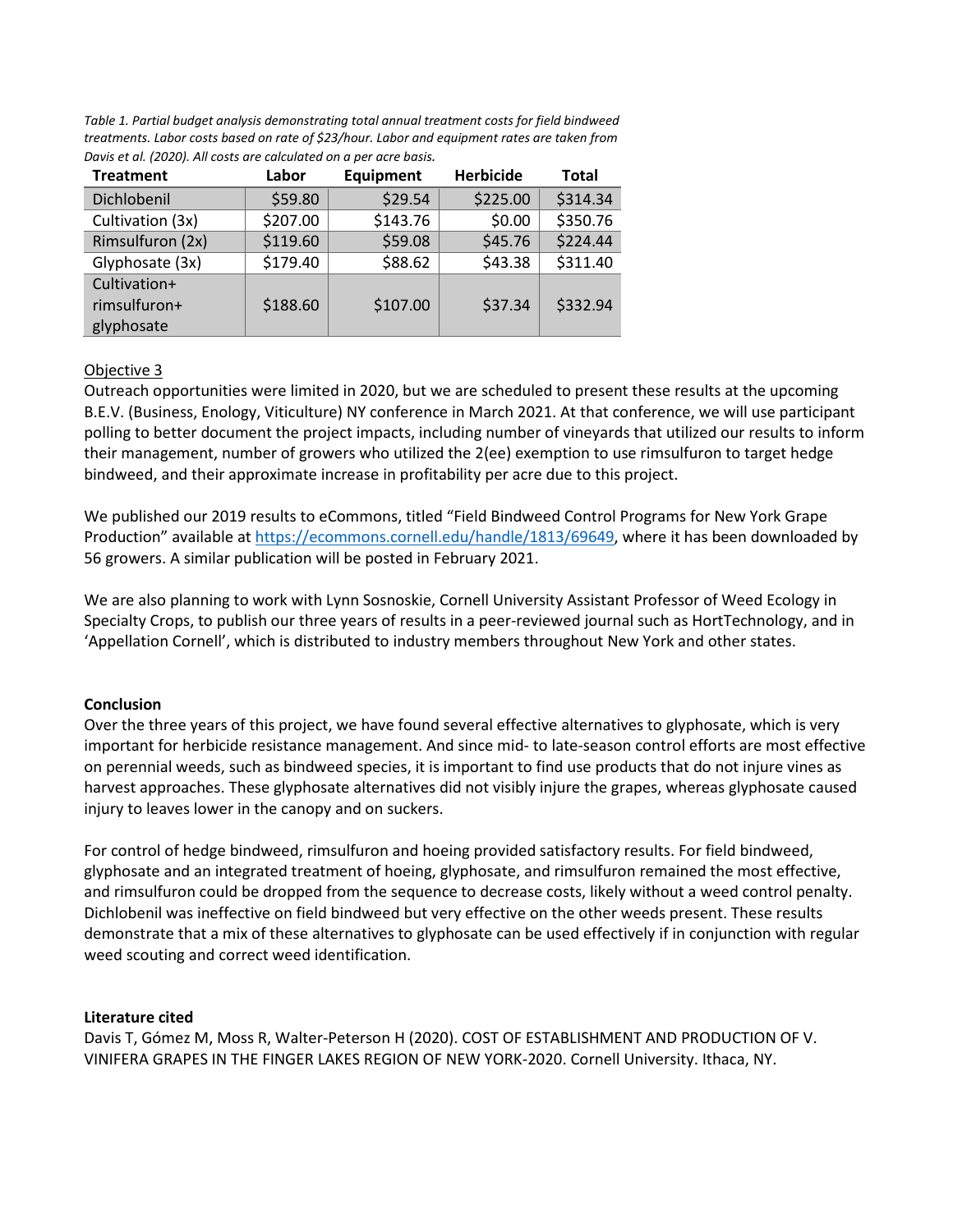*Table 1. Partial budget analysis demonstrating total annual treatment costs for field bindweed treatments. Labor costs based on rate of $23/hour. Labor and equipment rates are taken from Davis et al. (2020). All costs are calculated on a per acre basis.*

| Treatment | Labor | Equipment | Herbicide | Total |
|---|---|---|---|---|
| Dichlobenil | $59.80 | $29.54 | $225.00 | $314.34 |
| Cultivation (3x) | $207.00 | $143.76 | $0.00 | $350.76 |
| Rimsulfuron (2x) | $119.60 | $59.08 | $45.76 | $224.44 |
| Glyphosate (3x) | $179.40 | $88.62 | $43.38 | $311.40 |
| Cultivation+ rimsulfuron+ glyphosate | $188.60 | $107.00 | $37.34 | $332.94 |

Objective 3

Outreach opportunities were limited in 2020, but we are scheduled to present these results at the upcoming B.E.V. (Business, Enology, Viticulture) NY conference in March 2021. At that conference, we will use participant polling to better document the project impacts, including number of vineyards that utilized our results to inform their management, number of growers who utilized the 2(ee) exemption to use rimsulfuron to target hedge bindweed, and their approximate increase in profitability per acre due to this project.

We published our 2019 results to eCommons, titled "Field Bindweed Control Programs for New York Grape Production" available at https://ecommons.cornell.edu/handle/1813/69649, where it has been downloaded by 56 growers. A similar publication will be posted in February 2021.

We are also planning to work with Lynn Sosnoskie, Cornell University Assistant Professor of Weed Ecology in Specialty Crops, to publish our three years of results in a peer-reviewed journal such as HortTechnology, and in 'Appellation Cornell', which is distributed to industry members throughout New York and other states.

**Conclusion**

Over the three years of this project, we have found several effective alternatives to glyphosate, which is very important for herbicide resistance management. And since mid- to late-season control efforts are most effective on perennial weeds, such as bindweed species, it is important to find use products that do not injure vines as harvest approaches. These glyphosate alternatives did not visibly injure the grapes, whereas glyphosate caused injury to leaves lower in the canopy and on suckers.

For control of hedge bindweed, rimsulfuron and hoeing provided satisfactory results. For field bindweed, glyphosate and an integrated treatment of hoeing, glyphosate, and rimsulfuron remained the most effective, and rimsulfuron could be dropped from the sequence to decrease costs, likely without a weed control penalty. Dichlobenil was ineffective on field bindweed but very effective on the other weeds present. These results demonstrate that a mix of these alternatives to glyphosate can be used effectively if in conjunction with regular weed scouting and correct weed identification.

**Literature cited**

Davis T, Gómez M, Moss R, Walter-Peterson H (2020). COST OF ESTABLISHMENT AND PRODUCTION OF V. VINIFERA GRAPES IN THE FINGER LAKES REGION OF NEW YORK-2020. Cornell University. Ithaca, NY.